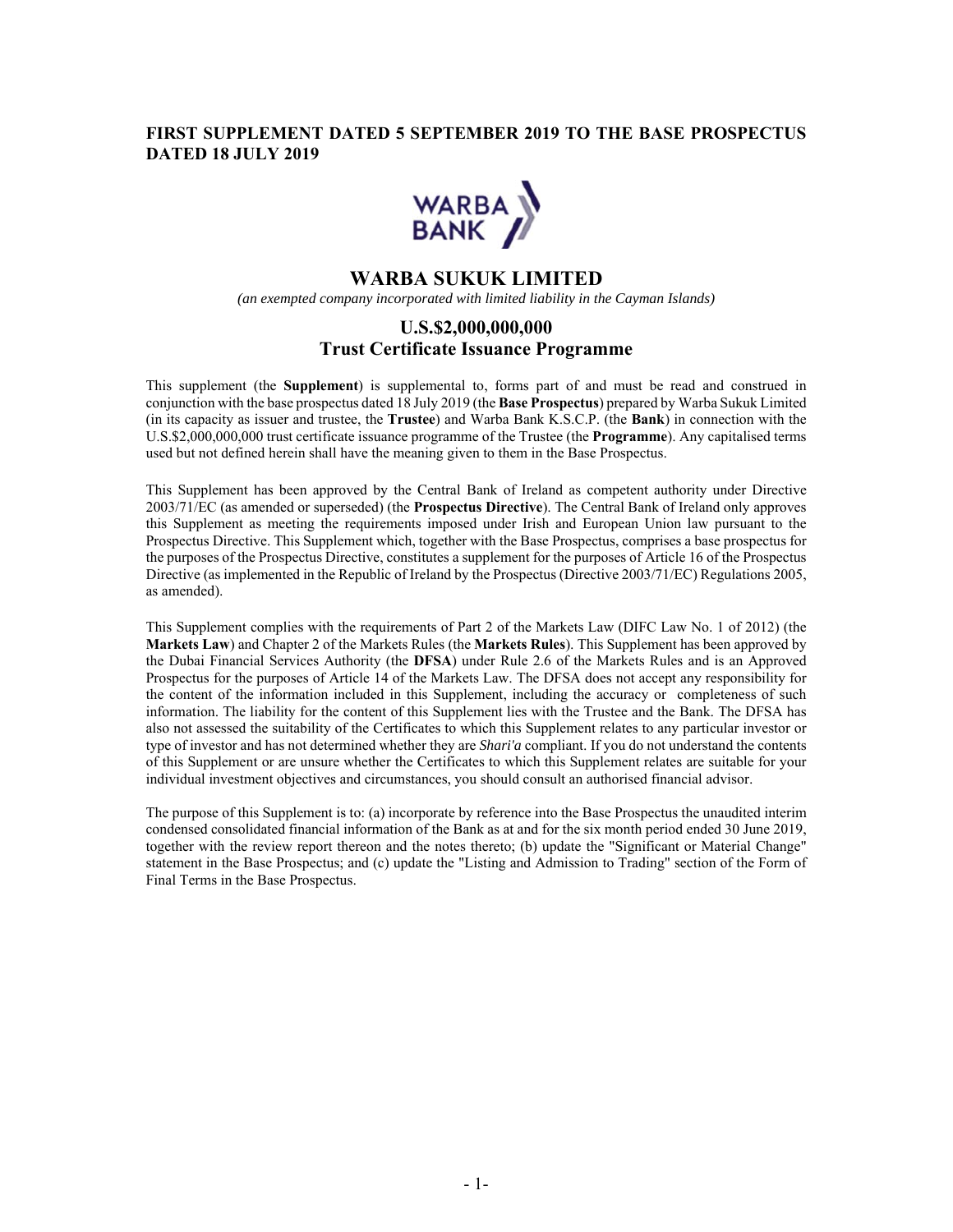**FIRST SUPPLEMENT DATED 5 SEPTEMBER 2019 TO THE BASE PROSPECTUS DATED 18 JULY 2019**

# WARBA SUKUK LIMITED

*(an exempted company incorporated with limited liability in the Cayman Islands)*

## U.S.$2,000,000,000
## Trust Certificate Issuance Programme

This supplement (the **Supplement**) is supplemental to, forms part of and must be read and construed in conjunction with the base prospectus dated 18 July 2019 (the **Base Prospectus**) prepared by Warba Sukuk Limited (in its capacity as issuer and trustee, the **Trustee**) and Warba Bank K.S.C.P. (the **Bank**) in connection with the U.S.$2,000,000,000 trust certificate issuance programme of the Trustee (the **Programme**). Any capitalised terms used but not defined herein shall have the meaning given to them in the Base Prospectus.

This Supplement has been approved by the Central Bank of Ireland as competent authority under Directive 2003/71/EC (as amended or superseded) (the **Prospectus Directive**). The Central Bank of Ireland only approves this Supplement as meeting the requirements imposed under Irish and European Union law pursuant to the Prospectus Directive. This Supplement which, together with the Base Prospectus, comprises a base prospectus for the purposes of the Prospectus Directive, constitutes a supplement for the purposes of Article 16 of the Prospectus Directive (as implemented in the Republic of Ireland by the Prospectus (Directive 2003/71/EC) Regulations 2005, as amended).

This Supplement complies with the requirements of Part 2 of the Markets Law (DIFC Law No. 1 of 2012) (the **Markets Law**) and Chapter 2 of the Markets Rules (the **Markets Rules**). This Supplement has been approved by the Dubai Financial Services Authority (the **DFSA**) under Rule 2.6 of the Markets Rules and is an Approved Prospectus for the purposes of Article 14 of the Markets Law. The DFSA does not accept any responsibility for the content of the information included in this Supplement, including the accuracy or completeness of such information. The liability for the content of this Supplement lies with the Trustee and the Bank. The DFSA has also not assessed the suitability of the Certificates to which this Supplement relates to any particular investor or type of investor and has not determined whether they are *Shari'a* compliant. If you do not understand the contents of this Supplement or are unsure whether the Certificates to which this Supplement relates are suitable for your individual investment objectives and circumstances, you should consult an authorised financial advisor.

The purpose of this Supplement is to: (a) incorporate by reference into the Base Prospectus the unaudited interim condensed consolidated financial information of the Bank as at and for the six month period ended 30 June 2019, together with the review report thereon and the notes thereto; (b) update the "Significant or Material Change" statement in the Base Prospectus; and (c) update the "Listing and Admission to Trading" section of the Form of Final Terms in the Base Prospectus.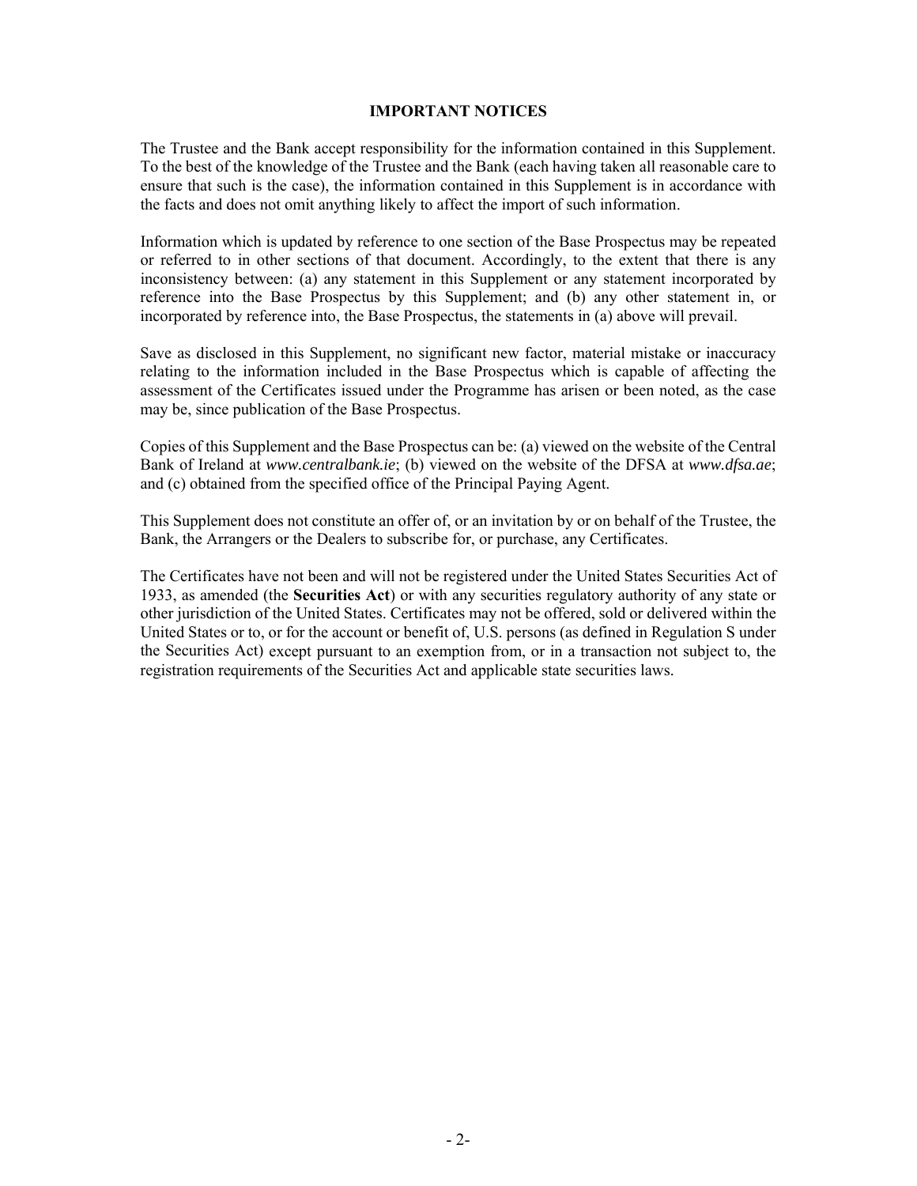## IMPORTANT NOTICES

The Trustee and the Bank accept responsibility for the information contained in this Supplement. To the best of the knowledge of the Trustee and the Bank (each having taken all reasonable care to ensure that such is the case), the information contained in this Supplement is in accordance with the facts and does not omit anything likely to affect the import of such information.

Information which is updated by reference to one section of the Base Prospectus may be repeated or referred to in other sections of that document. Accordingly, to the extent that there is any inconsistency between: (a) any statement in this Supplement or any statement incorporated by reference into the Base Prospectus by this Supplement; and (b) any other statement in, or incorporated by reference into, the Base Prospectus, the statements in (a) above will prevail.

Save as disclosed in this Supplement, no significant new factor, material mistake or inaccuracy relating to the information included in the Base Prospectus which is capable of affecting the assessment of the Certificates issued under the Programme has arisen or been noted, as the case may be, since publication of the Base Prospectus.

Copies of this Supplement and the Base Prospectus can be: (a) viewed on the website of the Central Bank of Ireland at *www.centralbank.ie*; (b) viewed on the website of the DFSA at *www.dfsa.ae*; and (c) obtained from the specified office of the Principal Paying Agent.

This Supplement does not constitute an offer of, or an invitation by or on behalf of the Trustee, the Bank, the Arrangers or the Dealers to subscribe for, or purchase, any Certificates.

The Certificates have not been and will not be registered under the United States Securities Act of 1933, as amended (the **Securities Act**) or with any securities regulatory authority of any state or other jurisdiction of the United States. Certificates may not be offered, sold or delivered within the United States or to, or for the account or benefit of, U.S. persons (as defined in Regulation S under the Securities Act) except pursuant to an exemption from, or in a transaction not subject to, the registration requirements of the Securities Act and applicable state securities laws.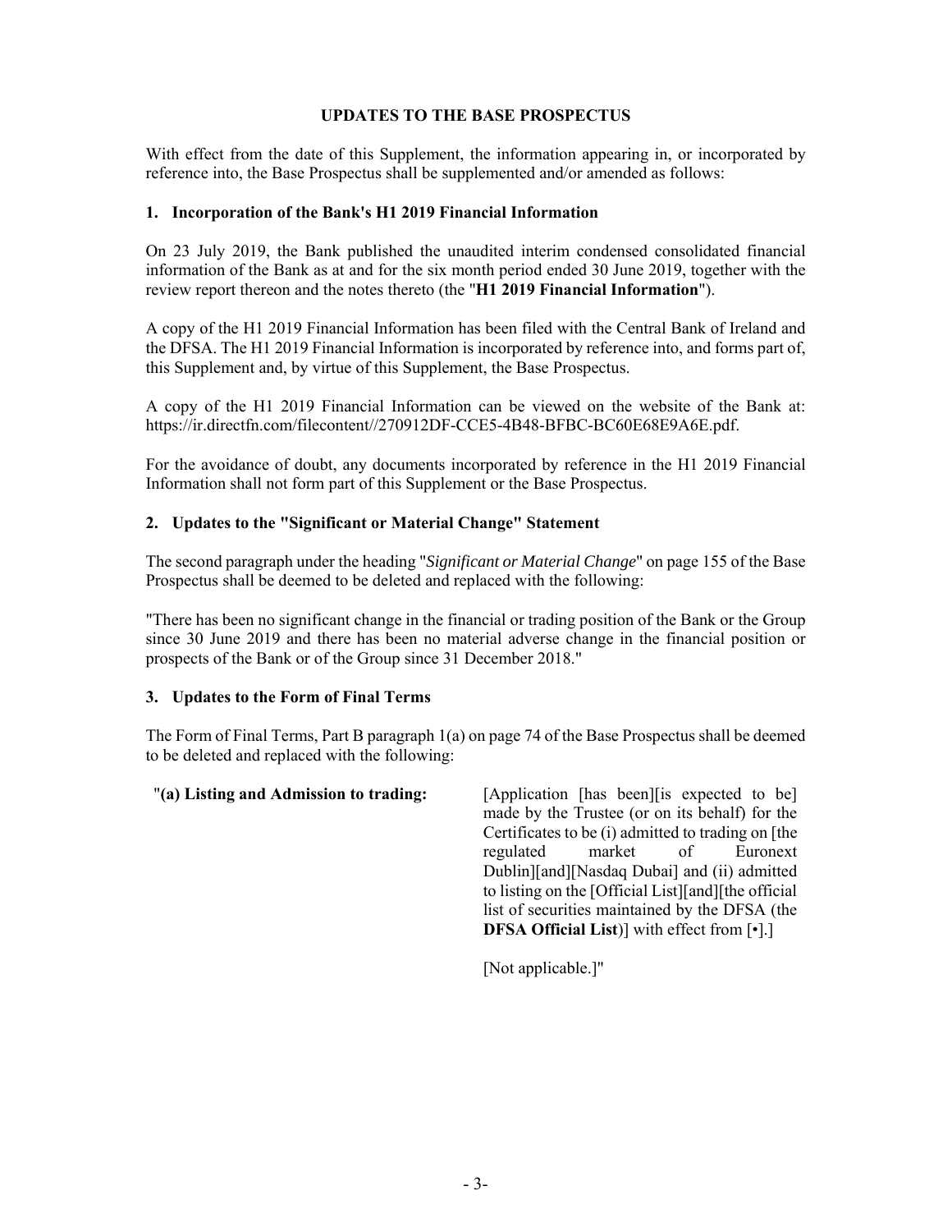## UPDATES TO THE BASE PROSPECTUS

With effect from the date of this Supplement, the information appearing in, or incorporated by reference into, the Base Prospectus shall be supplemented and/or amended as follows:

### 1. Incorporation of the Bank's H1 2019 Financial Information

On 23 July 2019, the Bank published the unaudited interim condensed consolidated financial information of the Bank as at and for the six month period ended 30 June 2019, together with the review report thereon and the notes thereto (the "**H1 2019 Financial Information**").

A copy of the H1 2019 Financial Information has been filed with the Central Bank of Ireland and the DFSA. The H1 2019 Financial Information is incorporated by reference into, and forms part of, this Supplement and, by virtue of this Supplement, the Base Prospectus.

A copy of the H1 2019 Financial Information can be viewed on the website of the Bank at: https://ir.directfn.com/filecontent//270912DF-CCE5-4B48-BFBC-BC60E68E9A6E.pdf.

For the avoidance of doubt, any documents incorporated by reference in the H1 2019 Financial Information shall not form part of this Supplement or the Base Prospectus.

### 2. Updates to the "Significant or Material Change" Statement

The second paragraph under the heading "*Significant or Material Change*" on page 155 of the Base Prospectus shall be deemed to be deleted and replaced with the following:

"There has been no significant change in the financial or trading position of the Bank or the Group since 30 June 2019 and there has been no material adverse change in the financial position or prospects of the Bank or of the Group since 31 December 2018."

### 3. Updates to the Form of Final Terms

The Form of Final Terms, Part B paragraph 1(a) on page 74 of the Base Prospectus shall be deemed to be deleted and replaced with the following:

| | |
|---|---|
| "**(a) Listing and Admission to trading:** | [Application [has been][is expected to be] made by the Trustee (or on its behalf) for the Certificates to be (i) admitted to trading on [the regulated market of Euronext Dublin][and][Nasdaq Dubai] and (ii) admitted to listing on the [Official List][and][the official list of securities maintained by the DFSA (the **DFSA Official List**)] with effect from [•].]<br><br>[Not applicable.]" |